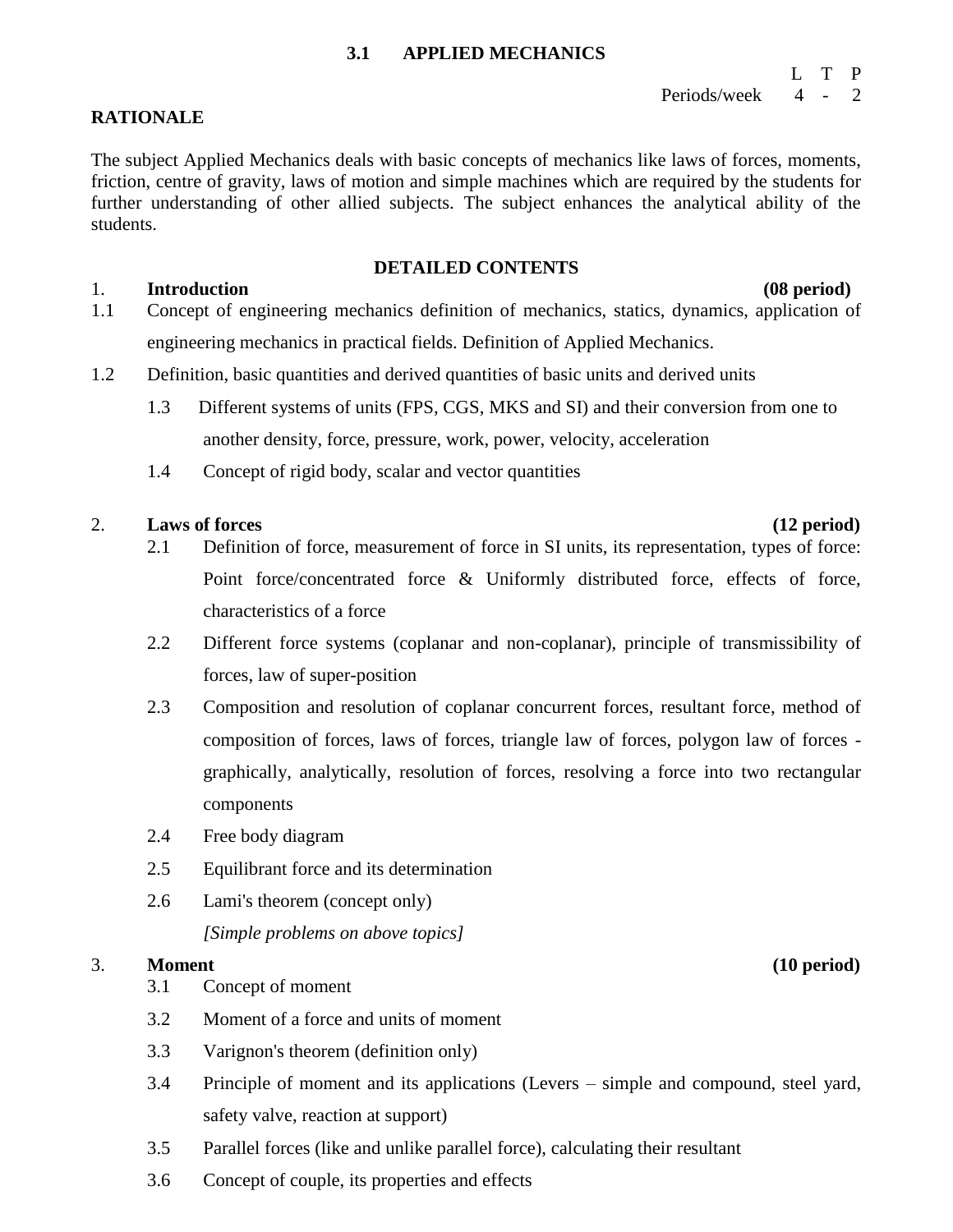## 3.1 APPLIED MECHANICS

| | L | T | P |
|---|---|---|---|
| Periods/week | 4 | - | 2 |

**RATIONALE**

The subject Applied Mechanics deals with basic concepts of mechanics like laws of forces, moments, friction, centre of gravity, laws of motion and simple machines which are required by the students for further understanding of other allied subjects. The subject enhances the analytical ability of the students.

**DETAILED CONTENTS**

1. **Introduction** **(08 period)**

1.1 Concept of engineering mechanics definition of mechanics, statics, dynamics, application of engineering mechanics in practical fields. Definition of Applied Mechanics.

1.2 Definition, basic quantities and derived quantities of basic units and derived units

1.3 Different systems of units (FPS, CGS, MKS and SI) and their conversion from one to another density, force, pressure, work, power, velocity, acceleration

1.4 Concept of rigid body, scalar and vector quantities

2. **Laws of forces** **(12 period)**

2.1 Definition of force, measurement of force in SI units, its representation, types of force: Point force/concentrated force & Uniformly distributed force, effects of force, characteristics of a force

2.2 Different force systems (coplanar and non-coplanar), principle of transmissibility of forces, law of super-position

2.3 Composition and resolution of coplanar concurrent forces, resultant force, method of composition of forces, laws of forces, triangle law of forces, polygon law of forces - graphically, analytically, resolution of forces, resolving a force into two rectangular components

2.4 Free body diagram

2.5 Equilibrant force and its determination

2.6 Lami's theorem (concept only)

*[Simple problems on above topics]*

3. **Moment** **(10 period)**

3.1 Concept of moment

3.2 Moment of a force and units of moment

3.3 Varignon's theorem (definition only)

3.4 Principle of moment and its applications (Levers – simple and compound, steel yard, safety valve, reaction at support)

3.5 Parallel forces (like and unlike parallel force), calculating their resultant

3.6 Concept of couple, its properties and effects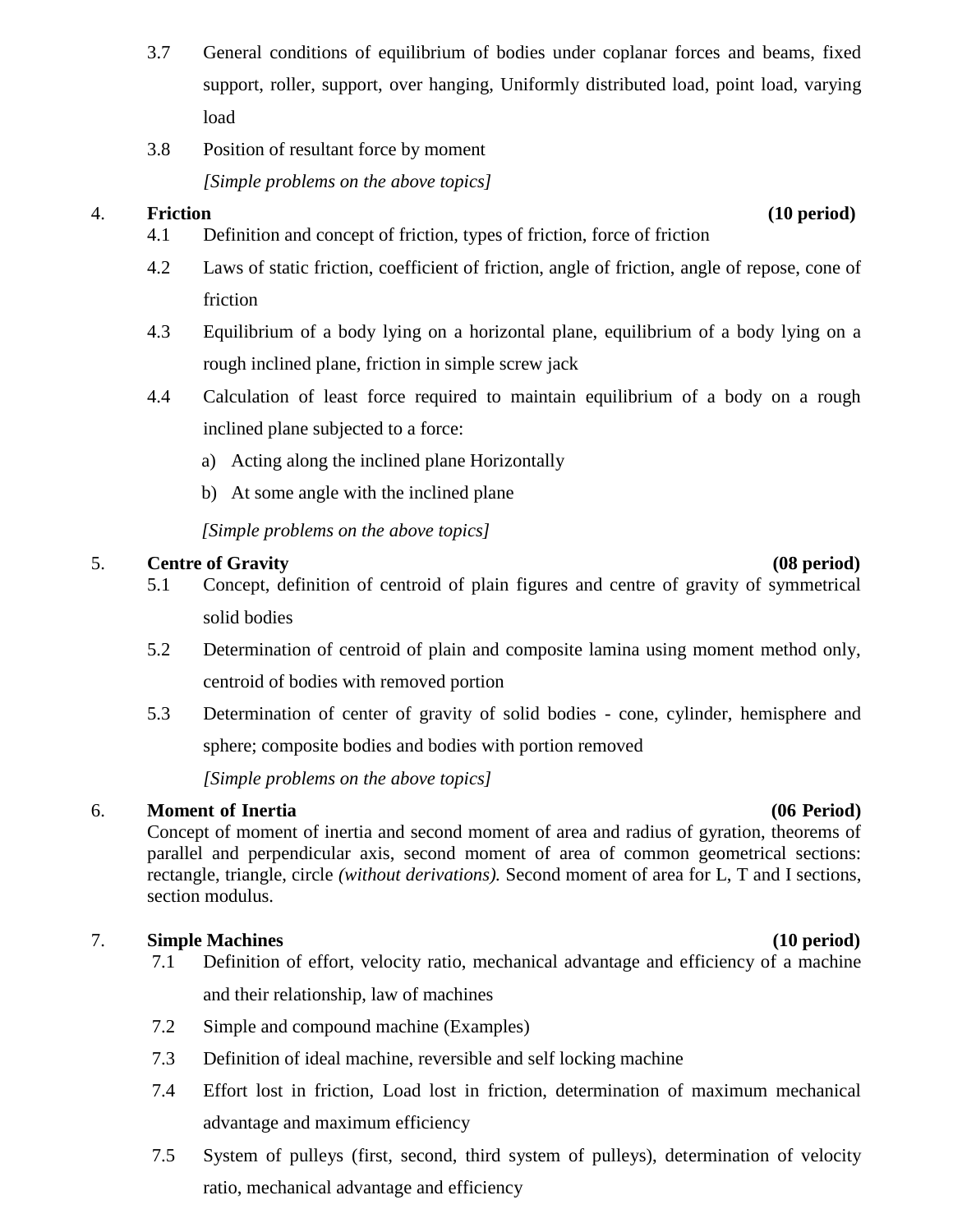3.7 General conditions of equilibrium of bodies under coplanar forces and beams, fixed support, roller, support, over hanging, Uniformly distributed load, point load, varying load

3.8 Position of resultant force by moment

*[Simple problems on the above topics]*

**4. Friction (10 period)**

4.1 Definition and concept of friction, types of friction, force of friction

4.2 Laws of static friction, coefficient of friction, angle of friction, angle of repose, cone of friction

4.3 Equilibrium of a body lying on a horizontal plane, equilibrium of a body lying on a rough inclined plane, friction in simple screw jack

4.4 Calculation of least force required to maintain equilibrium of a body on a rough inclined plane subjected to a force:

a) Acting along the inclined plane Horizontally

b) At some angle with the inclined plane

*[Simple problems on the above topics]*

**5. Centre of Gravity (08 period)**

5.1 Concept, definition of centroid of plain figures and centre of gravity of symmetrical solid bodies

5.2 Determination of centroid of plain and composite lamina using moment method only, centroid of bodies with removed portion

5.3 Determination of center of gravity of solid bodies - cone, cylinder, hemisphere and sphere; composite bodies and bodies with portion removed

*[Simple problems on the above topics]*

**6. Moment of Inertia (06 Period)**

Concept of moment of inertia and second moment of area and radius of gyration, theorems of parallel and perpendicular axis, second moment of area of common geometrical sections: rectangle, triangle, circle *(without derivations).* Second moment of area for L, T and I sections, section modulus.

**7. Simple Machines (10 period)**

7.1 Definition of effort, velocity ratio, mechanical advantage and efficiency of a machine and their relationship, law of machines

7.2 Simple and compound machine (Examples)

7.3 Definition of ideal machine, reversible and self locking machine

7.4 Effort lost in friction, Load lost in friction, determination of maximum mechanical advantage and maximum efficiency

7.5 System of pulleys (first, second, third system of pulleys), determination of velocity ratio, mechanical advantage and efficiency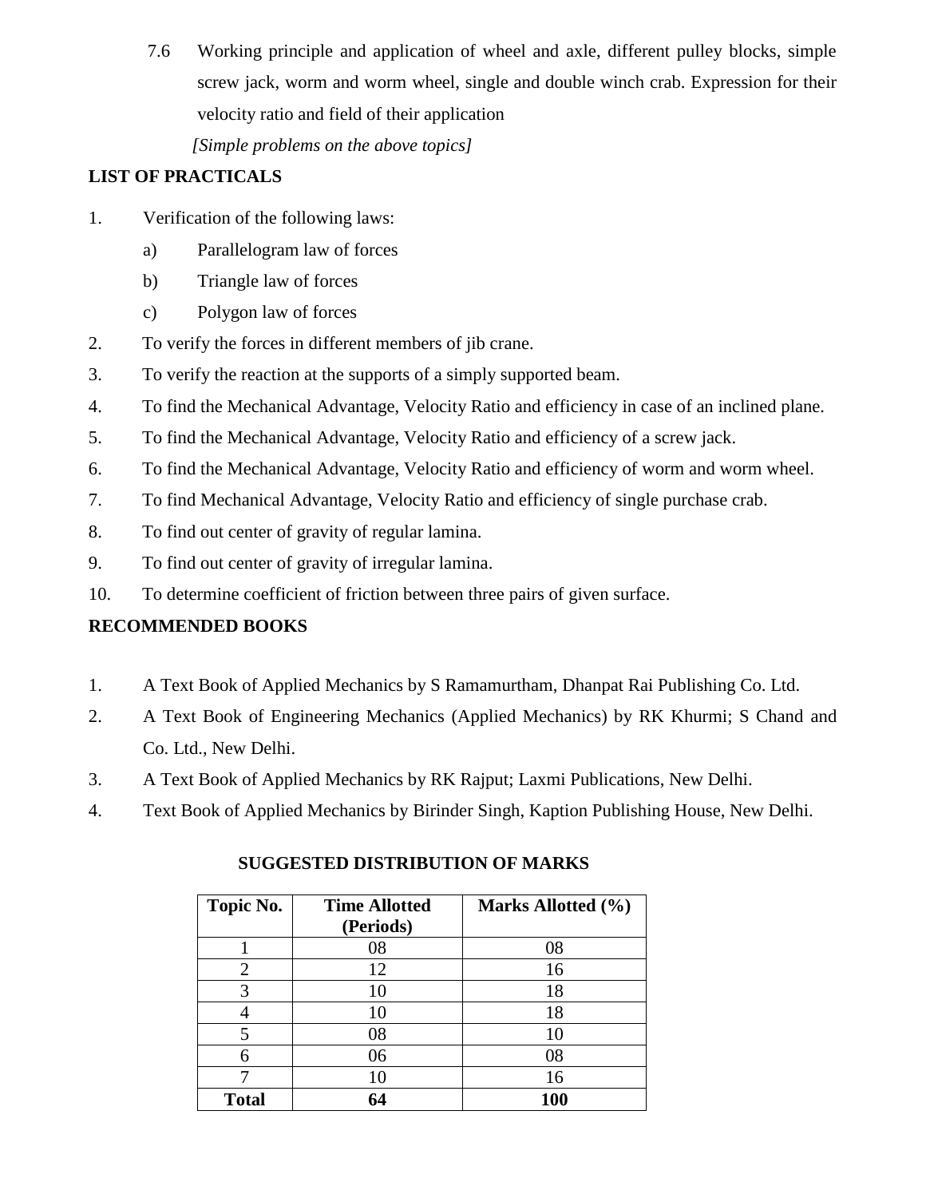7.6 Working principle and application of wheel and axle, different pulley blocks, simple screw jack, worm and worm wheel, single and double winch crab. Expression for their velocity ratio and field of their application

*[Simple problems on the above topics]*

## LIST OF PRACTICALS

1. Verification of the following laws:
   a) Parallelogram law of forces
   b) Triangle law of forces
   c) Polygon law of forces
2. To verify the forces in different members of jib crane.
3. To verify the reaction at the supports of a simply supported beam.
4. To find the Mechanical Advantage, Velocity Ratio and efficiency in case of an inclined plane.
5. To find the Mechanical Advantage, Velocity Ratio and efficiency of a screw jack.
6. To find the Mechanical Advantage, Velocity Ratio and efficiency of worm and worm wheel.
7. To find Mechanical Advantage, Velocity Ratio and efficiency of single purchase crab.
8. To find out center of gravity of regular lamina.
9. To find out center of gravity of irregular lamina.
10. To determine coefficient of friction between three pairs of given surface.

## RECOMMENDED BOOKS

1. A Text Book of Applied Mechanics by S Ramamurtham, Dhanpat Rai Publishing Co. Ltd.
2. A Text Book of Engineering Mechanics (Applied Mechanics) by RK Khurmi; S Chand and Co. Ltd., New Delhi.
3. A Text Book of Applied Mechanics by RK Rajput; Laxmi Publications, New Delhi.
4. Text Book of Applied Mechanics by Birinder Singh, Kaption Publishing House, New Delhi.

### SUGGESTED DISTRIBUTION OF MARKS

| Topic No. | Time Allotted (Periods) | Marks Allotted (%) |
|---|---|---|
| 1 | 08 | 08 |
| 2 | 12 | 16 |
| 3 | 10 | 18 |
| 4 | 10 | 18 |
| 5 | 08 | 10 |
| 6 | 06 | 08 |
| 7 | 10 | 16 |
| **Total** | **64** | **100** |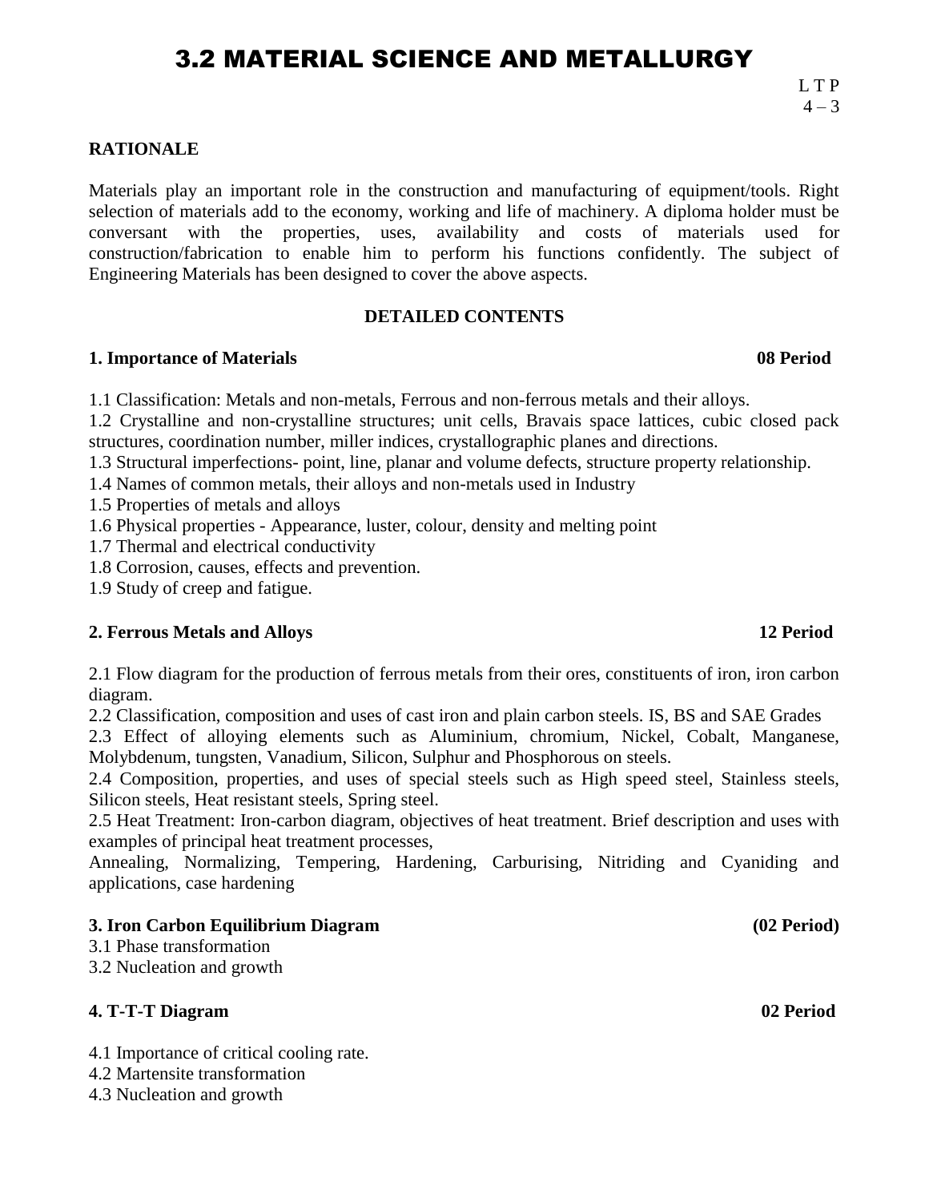# 3.2 MATERIAL SCIENCE AND METALLURGY

L T P
4 – 3

**RATIONALE**

Materials play an important role in the construction and manufacturing of equipment/tools. Right selection of materials add to the economy, working and life of machinery. A diploma holder must be conversant with the properties, uses, availability and costs of materials used for construction/fabrication to enable him to perform his functions confidently. The subject of Engineering Materials has been designed to cover the above aspects.

**DETAILED CONTENTS**

**1. Importance of Materials** **08 Period**

1.1 Classification: Metals and non-metals, Ferrous and non-ferrous metals and their alloys.
1.2 Crystalline and non-crystalline structures; unit cells, Bravais space lattices, cubic closed pack structures, coordination number, miller indices, crystallographic planes and directions.
1.3 Structural imperfections- point, line, planar and volume defects, structure property relationship.
1.4 Names of common metals, their alloys and non-metals used in Industry
1.5 Properties of metals and alloys
1.6 Physical properties - Appearance, luster, colour, density and melting point
1.7 Thermal and electrical conductivity
1.8 Corrosion, causes, effects and prevention.
1.9 Study of creep and fatigue.

**2. Ferrous Metals and Alloys** **12 Period**

2.1 Flow diagram for the production of ferrous metals from their ores, constituents of iron, iron carbon diagram.
2.2 Classification, composition and uses of cast iron and plain carbon steels. IS, BS and SAE Grades
2.3 Effect of alloying elements such as Aluminium, chromium, Nickel, Cobalt, Manganese, Molybdenum, tungsten, Vanadium, Silicon, Sulphur and Phosphorous on steels.
2.4 Composition, properties, and uses of special steels such as High speed steel, Stainless steels, Silicon steels, Heat resistant steels, Spring steel.
2.5 Heat Treatment: Iron-carbon diagram, objectives of heat treatment. Brief description and uses with examples of principal heat treatment processes,
Annealing, Normalizing, Tempering, Hardening, Carburising, Nitriding and Cyaniding and applications, case hardening

**3. Iron Carbon Equilibrium Diagram** **(02 Period)**

3.1 Phase transformation
3.2 Nucleation and growth

**4. T-T-T Diagram** **02 Period**

4.1 Importance of critical cooling rate.
4.2 Martensite transformation
4.3 Nucleation and growth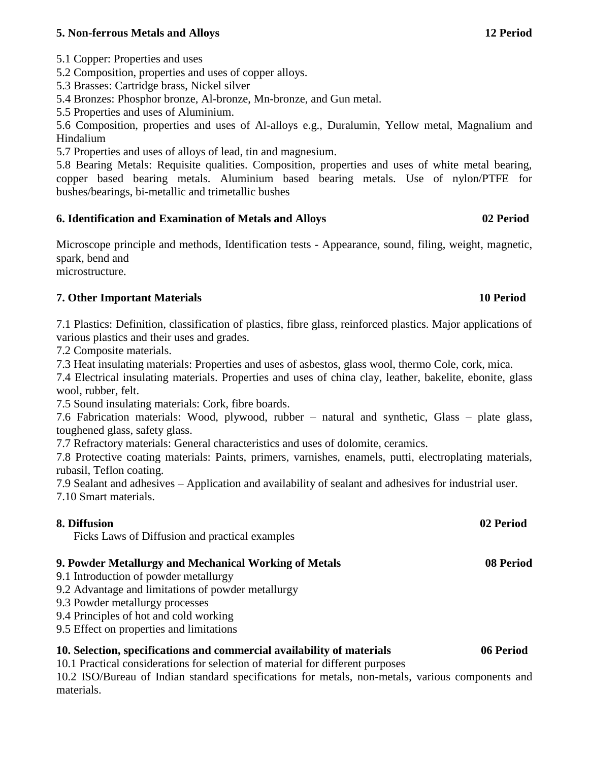**5. Non-ferrous Metals and Alloys** **12 Period**

5.1 Copper: Properties and uses

5.2 Composition, properties and uses of copper alloys.

5.3 Brasses: Cartridge brass, Nickel silver

5.4 Bronzes: Phosphor bronze, Al-bronze, Mn-bronze, and Gun metal.

5.5 Properties and uses of Aluminium.

5.6 Composition, properties and uses of Al-alloys e.g., Duralumin, Yellow metal, Magnalium and Hindalium

5.7 Properties and uses of alloys of lead, tin and magnesium.

5.8 Bearing Metals: Requisite qualities. Composition, properties and uses of white metal bearing, copper based bearing metals. Aluminium based bearing metals. Use of nylon/PTFE for bushes/bearings, bi-metallic and trimetallic bushes

**6. Identification and Examination of Metals and Alloys** **02 Period**

Microscope principle and methods, Identification tests - Appearance, sound, filing, weight, magnetic, spark, bend and
microstructure.

**7. Other Important Materials** **10 Period**

7.1 Plastics: Definition, classification of plastics, fibre glass, reinforced plastics. Major applications of various plastics and their uses and grades.

7.2 Composite materials.

7.3 Heat insulating materials: Properties and uses of asbestos, glass wool, thermo Cole, cork, mica.

7.4 Electrical insulating materials. Properties and uses of china clay, leather, bakelite, ebonite, glass wool, rubber, felt.

7.5 Sound insulating materials: Cork, fibre boards.

7.6 Fabrication materials: Wood, plywood, rubber – natural and synthetic, Glass – plate glass, toughened glass, safety glass.

7.7 Refractory materials: General characteristics and uses of dolomite, ceramics.

7.8 Protective coating materials: Paints, primers, varnishes, enamels, putti, electroplating materials, rubasil, Teflon coating.

7.9 Sealant and adhesives – Application and availability of sealant and adhesives for industrial user.

7.10 Smart materials.

**8. Diffusion** **02 Period**

Ficks Laws of Diffusion and practical examples

**9. Powder Metallurgy and Mechanical Working of Metals** **08 Period**

9.1 Introduction of powder metallurgy

9.2 Advantage and limitations of powder metallurgy

9.3 Powder metallurgy processes

9.4 Principles of hot and cold working

9.5 Effect on properties and limitations

**10. Selection, specifications and commercial availability of materials** **06 Period**

10.1 Practical considerations for selection of material for different purposes

10.2 ISO/Bureau of Indian standard specifications for metals, non-metals, various components and materials.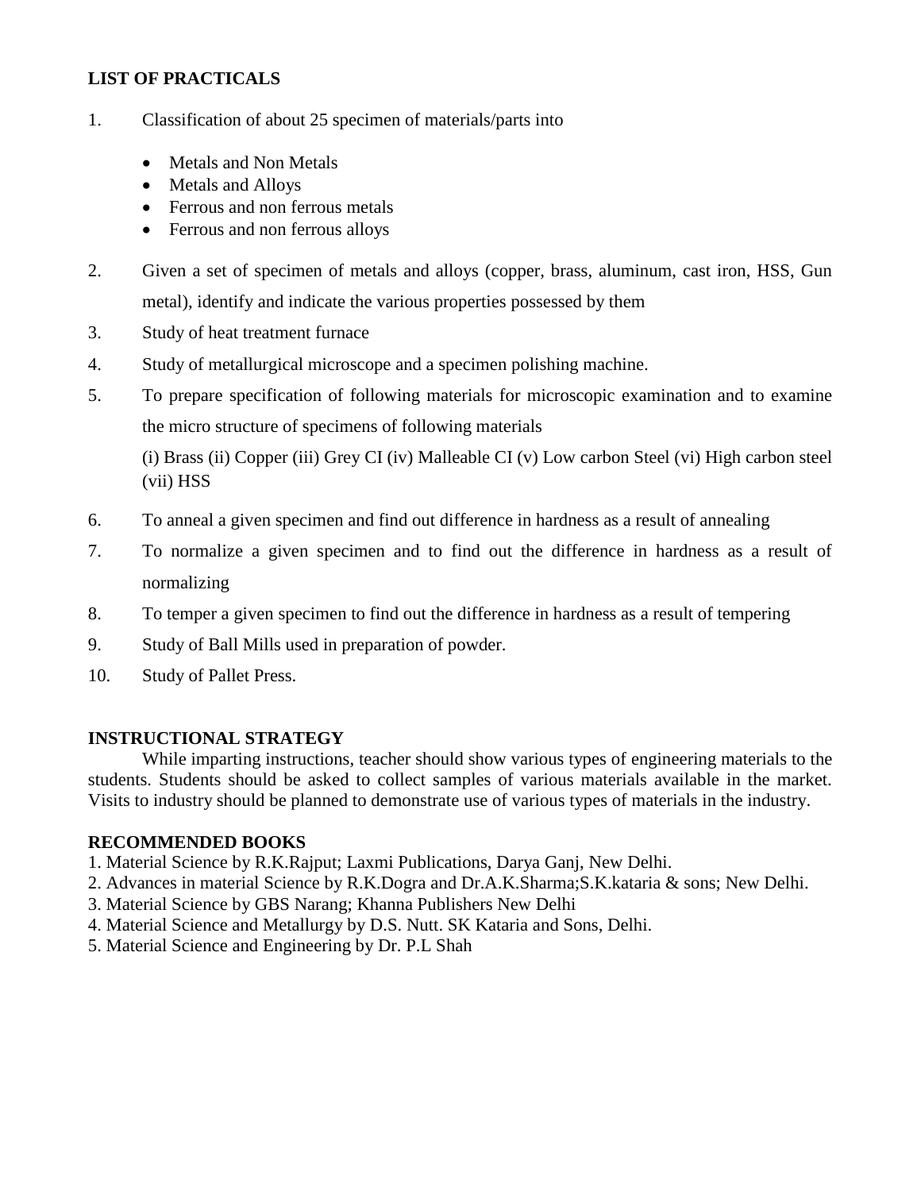**LIST OF PRACTICALS**

1. Classification of about 25 specimen of materials/parts into

    - Metals and Non Metals
    - Metals and Alloys
    - Ferrous and non ferrous metals
    - Ferrous and non ferrous alloys

2. Given a set of specimen of metals and alloys (copper, brass, aluminum, cast iron, HSS, Gun metal), identify and indicate the various properties possessed by them
3. Study of heat treatment furnace
4. Study of metallurgical microscope and a specimen polishing machine.
5. To prepare specification of following materials for microscopic examination and to examine the micro structure of specimens of following materials

    (i) Brass (ii) Copper (iii) Grey CI (iv) Malleable CI (v) Low carbon Steel (vi) High carbon steel (vii) HSS

6. To anneal a given specimen and find out difference in hardness as a result of annealing
7. To normalize a given specimen and to find out the difference in hardness as a result of normalizing
8. To temper a given specimen to find out the difference in hardness as a result of tempering
9. Study of Ball Mills used in preparation of powder.
10. Study of Pallet Press.

**INSTRUCTIONAL STRATEGY**

While imparting instructions, teacher should show various types of engineering materials to the students. Students should be asked to collect samples of various materials available in the market. Visits to industry should be planned to demonstrate use of various types of materials in the industry.

**RECOMMENDED BOOKS**

1. Material Science by R.K.Rajput; Laxmi Publications, Darya Ganj, New Delhi.
2. Advances in material Science by R.K.Dogra and Dr.A.K.Sharma;S.K.kataria & sons; New Delhi.
3. Material Science by GBS Narang; Khanna Publishers New Delhi
4. Material Science and Metallurgy by D.S. Nutt. SK Kataria and Sons, Delhi.
5. Material Science and Engineering by Dr. P.L Shah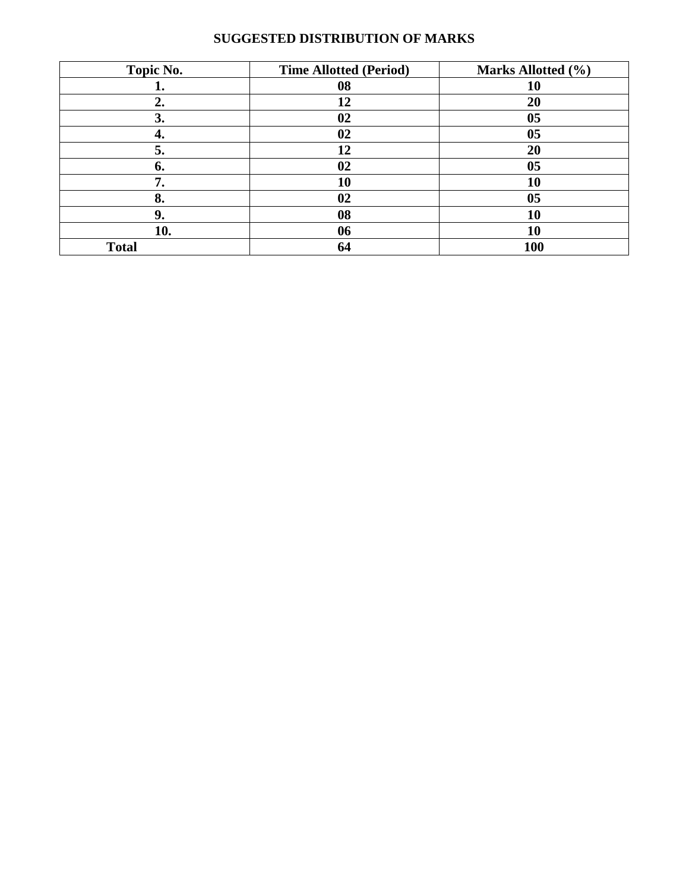## SUGGESTED DISTRIBUTION OF MARKS

| Topic No. | Time Allotted (Period) | Marks Allotted (%) |
|---|---|---|
| 1. | 08 | 10 |
| 2. | 12 | 20 |
| 3. | 02 | 05 |
| 4. | 02 | 05 |
| 5. | 12 | 20 |
| 6. | 02 | 05 |
| 7. | 10 | 10 |
| 8. | 02 | 05 |
| 9. | 08 | 10 |
| 10. | 06 | 10 |
| Total | 64 | 100 |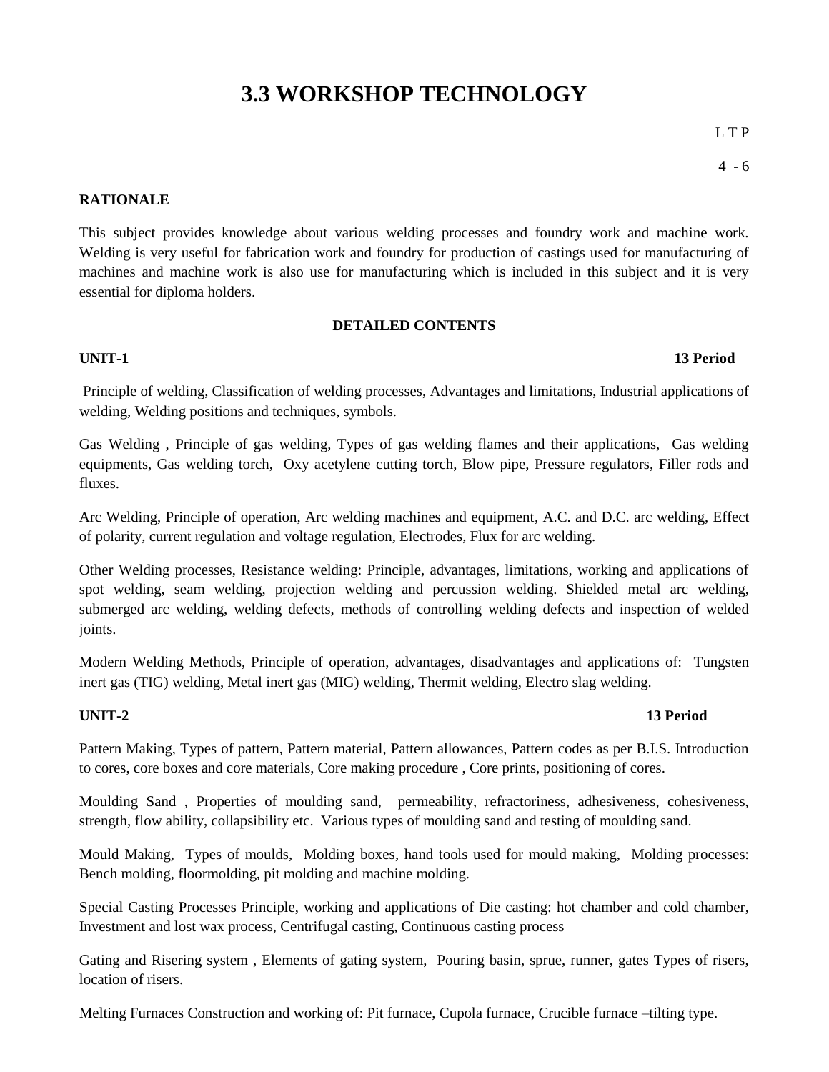# 3.3 WORKSHOP TECHNOLOGY

L T P

4 - 6

**RATIONALE**

This subject provides knowledge about various welding processes and foundry work and machine work. Welding is very useful for fabrication work and foundry for production of castings used for manufacturing of machines and machine work is also use for manufacturing which is included in this subject and it is very essential for diploma holders.

**DETAILED CONTENTS**

**UNIT-1** **13 Period**

Principle of welding, Classification of welding processes, Advantages and limitations, Industrial applications of welding, Welding positions and techniques, symbols.

Gas Welding , Principle of gas welding, Types of gas welding flames and their applications, Gas welding equipments, Gas welding torch, Oxy acetylene cutting torch, Blow pipe, Pressure regulators, Filler rods and fluxes.

Arc Welding, Principle of operation, Arc welding machines and equipment, A.C. and D.C. arc welding, Effect of polarity, current regulation and voltage regulation, Electrodes, Flux for arc welding.

Other Welding processes, Resistance welding: Principle, advantages, limitations, working and applications of spot welding, seam welding, projection welding and percussion welding. Shielded metal arc welding, submerged arc welding, welding defects, methods of controlling welding defects and inspection of welded joints.

Modern Welding Methods, Principle of operation, advantages, disadvantages and applications of: Tungsten inert gas (TIG) welding, Metal inert gas (MIG) welding, Thermit welding, Electro slag welding.

**UNIT-2** **13 Period**

Pattern Making, Types of pattern, Pattern material, Pattern allowances, Pattern codes as per B.I.S. Introduction to cores, core boxes and core materials, Core making procedure , Core prints, positioning of cores.

Moulding Sand , Properties of moulding sand, permeability, refractoriness, adhesiveness, cohesiveness, strength, flow ability, collapsibility etc. Various types of moulding sand and testing of moulding sand.

Mould Making, Types of moulds, Molding boxes, hand tools used for mould making, Molding processes: Bench molding, floormolding, pit molding and machine molding.

Special Casting Processes Principle, working and applications of Die casting: hot chamber and cold chamber, Investment and lost wax process, Centrifugal casting, Continuous casting process

Gating and Risering system , Elements of gating system, Pouring basin, sprue, runner, gates Types of risers, location of risers.

Melting Furnaces Construction and working of: Pit furnace, Cupola furnace, Crucible furnace –tilting type.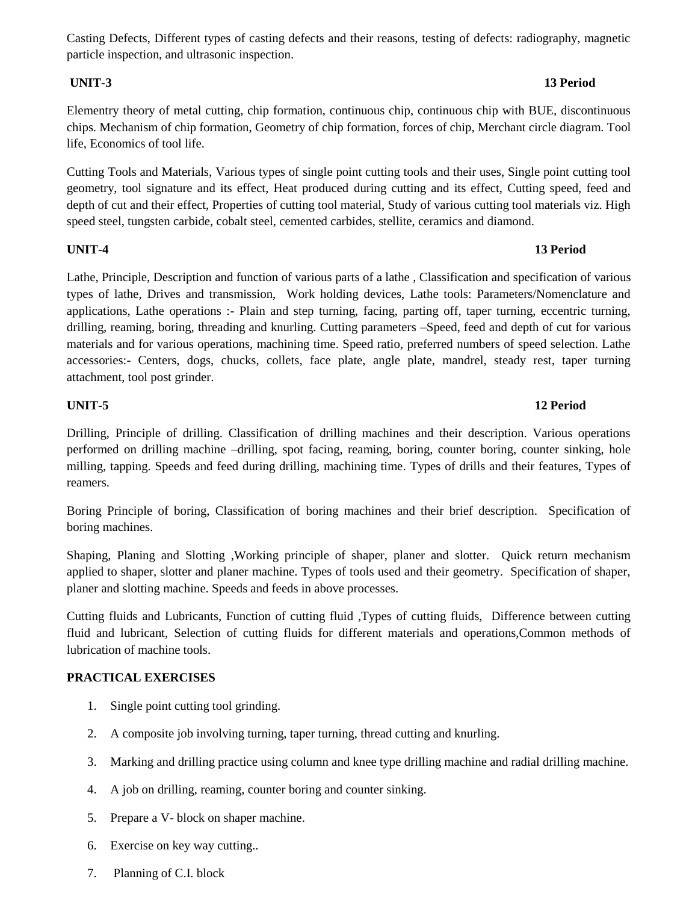Casting Defects, Different types of casting defects and their reasons, testing of defects: radiography, magnetic particle inspection, and ultrasonic inspection.

**UNIT-3** **13 Period**

Elementry theory of metal cutting, chip formation, continuous chip, continuous chip with BUE, discontinuous chips. Mechanism of chip formation, Geometry of chip formation, forces of chip, Merchant circle diagram. Tool life, Economics of tool life.

Cutting Tools and Materials, Various types of single point cutting tools and their uses, Single point cutting tool geometry, tool signature and its effect, Heat produced during cutting and its effect, Cutting speed, feed and depth of cut and their effect, Properties of cutting tool material, Study of various cutting tool materials viz. High speed steel, tungsten carbide, cobalt steel, cemented carbides, stellite, ceramics and diamond.

**UNIT-4** **13 Period**

Lathe, Principle, Description and function of various parts of a lathe , Classification and specification of various types of lathe, Drives and transmission, Work holding devices, Lathe tools: Parameters/Nomenclature and applications, Lathe operations :- Plain and step turning, facing, parting off, taper turning, eccentric turning, drilling, reaming, boring, threading and knurling. Cutting parameters –Speed, feed and depth of cut for various materials and for various operations, machining time. Speed ratio, preferred numbers of speed selection. Lathe accessories:- Centers, dogs, chucks, collets, face plate, angle plate, mandrel, steady rest, taper turning attachment, tool post grinder.

**UNIT-5** **12 Period**

Drilling, Principle of drilling. Classification of drilling machines and their description. Various operations performed on drilling machine –drilling, spot facing, reaming, boring, counter boring, counter sinking, hole milling, tapping. Speeds and feed during drilling, machining time. Types of drills and their features, Types of reamers.

Boring Principle of boring, Classification of boring machines and their brief description. Specification of boring machines.

Shaping, Planing and Slotting ,Working principle of shaper, planer and slotter. Quick return mechanism applied to shaper, slotter and planer machine. Types of tools used and their geometry. Specification of shaper, planer and slotting machine. Speeds and feeds in above processes.

Cutting fluids and Lubricants, Function of cutting fluid ,Types of cutting fluids, Difference between cutting fluid and lubricant, Selection of cutting fluids for different materials and operations,Common methods of lubrication of machine tools.

**PRACTICAL EXERCISES**

1. Single point cutting tool grinding.
2. A composite job involving turning, taper turning, thread cutting and knurling.
3. Marking and drilling practice using column and knee type drilling machine and radial drilling machine.
4. A job on drilling, reaming, counter boring and counter sinking.
5. Prepare a V- block on shaper machine.
6. Exercise on key way cutting..
7. Planning of C.I. block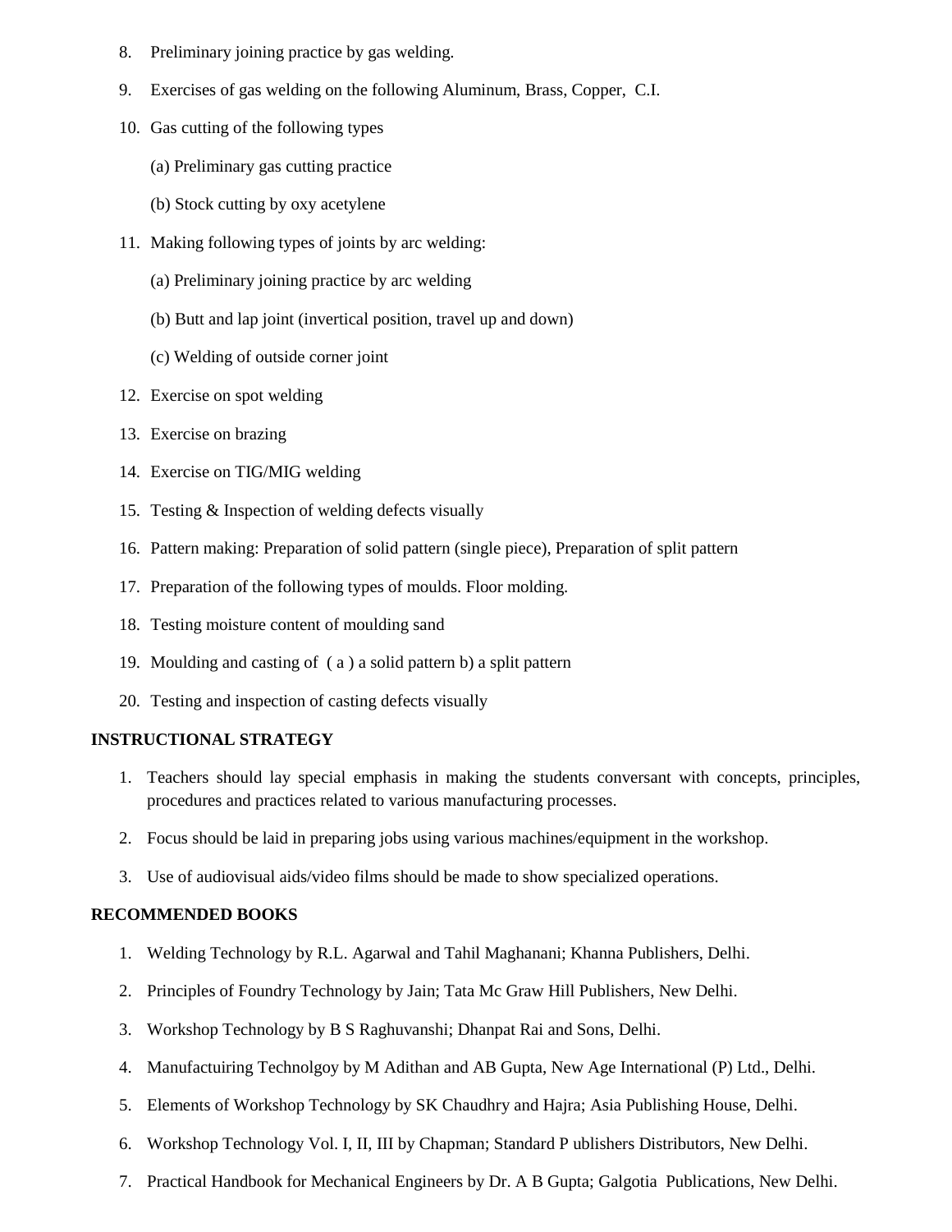8. Preliminary joining practice by gas welding.
9. Exercises of gas welding on the following Aluminum, Brass, Copper, C.I.
10. Gas cutting of the following types

    (a) Preliminary gas cutting practice

    (b) Stock cutting by oxy acetylene
11. Making following types of joints by arc welding:

    (a) Preliminary joining practice by arc welding

    (b) Butt and lap joint (invertical position, travel up and down)

    (c) Welding of outside corner joint
12. Exercise on spot welding
13. Exercise on brazing
14. Exercise on TIG/MIG welding
15. Testing & Inspection of welding defects visually
16. Pattern making: Preparation of solid pattern (single piece), Preparation of split pattern
17. Preparation of the following types of moulds. Floor molding.
18. Testing moisture content of moulding sand
19. Moulding and casting of ( a ) a solid pattern b) a split pattern
20. Testing and inspection of casting defects visually

**INSTRUCTIONAL STRATEGY**

1. Teachers should lay special emphasis in making the students conversant with concepts, principles, procedures and practices related to various manufacturing processes.
2. Focus should be laid in preparing jobs using various machines/equipment in the workshop.
3. Use of audiovisual aids/video films should be made to show specialized operations.

**RECOMMENDED BOOKS**

1. Welding Technology by R.L. Agarwal and Tahil Maghanani; Khanna Publishers, Delhi.
2. Principles of Foundry Technology by Jain; Tata Mc Graw Hill Publishers, New Delhi.
3. Workshop Technology by B S Raghuvanshi; Dhanpat Rai and Sons, Delhi.
4. Manufactuiring Technolgoy by M Adithan and AB Gupta, New Age International (P) Ltd., Delhi.
5. Elements of Workshop Technology by SK Chaudhry and Hajra; Asia Publishing House, Delhi.
6. Workshop Technology Vol. I, II, III by Chapman; Standard P ublishers Distributors, New Delhi.
7. Practical Handbook for Mechanical Engineers by Dr. A B Gupta; Galgotia Publications, New Delhi.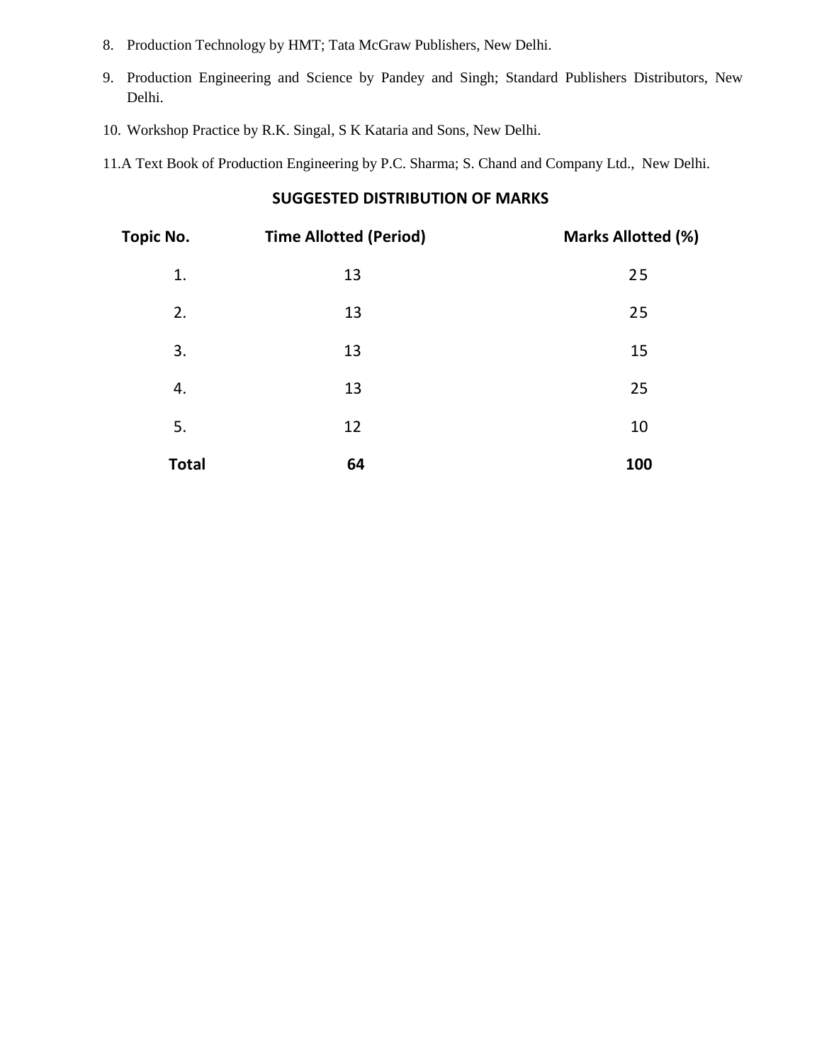8. Production Technology by HMT; Tata McGraw Publishers, New Delhi.

9. Production Engineering and Science by Pandey and Singh; Standard Publishers Distributors, New Delhi.

10. Workshop Practice by R.K. Singal, S K Kataria and Sons, New Delhi.

11. A Text Book of Production Engineering by P.C. Sharma; S. Chand and Company Ltd., New Delhi.

## SUGGESTED DISTRIBUTION OF MARKS

| Topic No. | Time Allotted (Period) | Marks Allotted (%) |
|---|---|---|
| 1. | 13 | 25 |
| 2. | 13 | 25 |
| 3. | 13 | 15 |
| 4. | 13 | 25 |
| 5. | 12 | 10 |
| **Total** | **64** | **100** |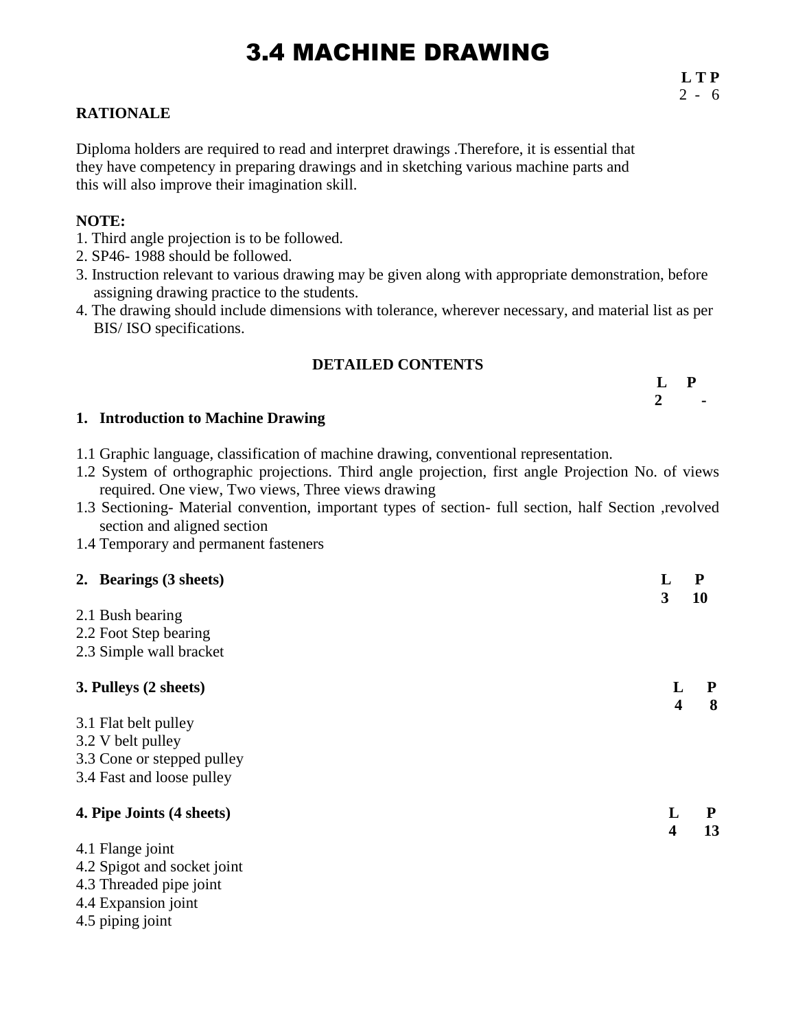# 3.4 MACHINE DRAWING

**L T P**
2 - 6

**RATIONALE**

Diploma holders are required to read and interpret drawings .Therefore, it is essential that they have competency in preparing drawings and in sketching various machine parts and this will also improve their imagination skill.

**NOTE:**

1. Third angle projection is to be followed.
2. SP46- 1988 should be followed.
3. Instruction relevant to various drawing may be given along with appropriate demonstration, before assigning drawing practice to the students.
4. The drawing should include dimensions with tolerance, wherever necessary, and material list as per BIS/ ISO specifications.

**DETAILED CONTENTS**

| | L | P |
|---|---|---|
| **1. Introduction to Machine Drawing** | **2** | **-** |

1.1 Graphic language, classification of machine drawing, conventional representation.
1.2 System of orthographic projections. Third angle projection, first angle Projection No. of views required. One view, Two views, Three views drawing
1.3 Sectioning- Material convention, important types of section- full section, half Section ,revolved section and aligned section
1.4 Temporary and permanent fasteners

| | L | P |
|---|---|---|
| **2. Bearings (3 sheets)** | **3** | **10** |

2.1 Bush bearing
2.2 Foot Step bearing
2.3 Simple wall bracket

| | L | P |
|---|---|---|
| **3. Pulleys (2 sheets)** | **4** | **8** |

3.1 Flat belt pulley
3.2 V belt pulley
3.3 Cone or stepped pulley
3.4 Fast and loose pulley

| | L | P |
|---|---|---|
| **4. Pipe Joints (4 sheets)** | **4** | **13** |

4.1 Flange joint
4.2 Spigot and socket joint
4.3 Threaded pipe joint
4.4 Expansion joint
4.5 piping joint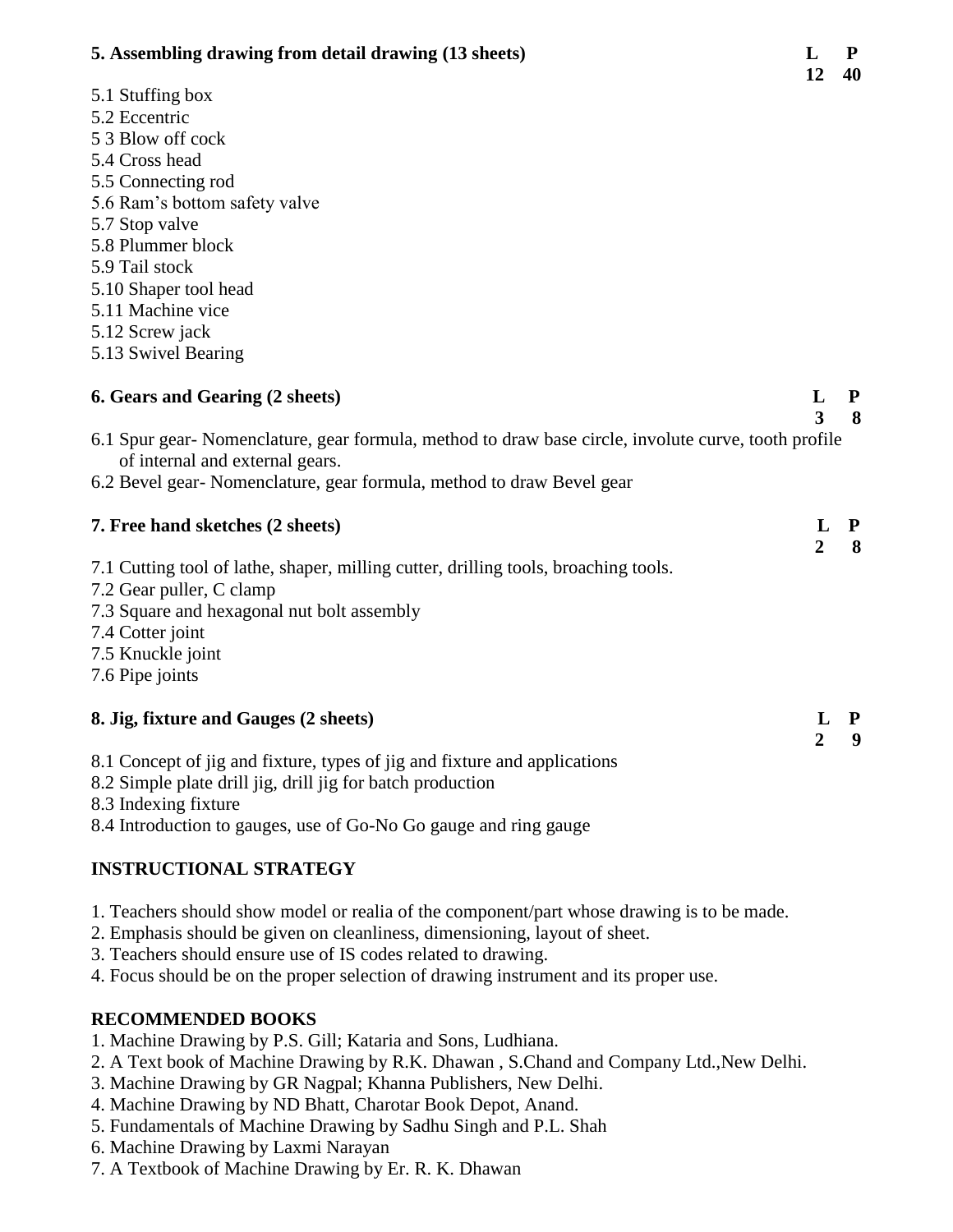**5. Assembling drawing from detail drawing (13 sheets)** **L P**
**12 40**

5.1 Stuffing box
5.2 Eccentric
5 3 Blow off cock
5.4 Cross head
5.5 Connecting rod
5.6 Ram's bottom safety valve
5.7 Stop valve
5.8 Plummer block
5.9 Tail stock
5.10 Shaper tool head
5.11 Machine vice
5.12 Screw jack
5.13 Swivel Bearing

**6. Gears and Gearing (2 sheets)** **L P**
**3 8**

6.1 Spur gear- Nomenclature, gear formula, method to draw base circle, involute curve, tooth profile of internal and external gears.
6.2 Bevel gear- Nomenclature, gear formula, method to draw Bevel gear

**7. Free hand sketches (2 sheets)** **L P**
**2 8**

7.1 Cutting tool of lathe, shaper, milling cutter, drilling tools, broaching tools.
7.2 Gear puller, C clamp
7.3 Square and hexagonal nut bolt assembly
7.4 Cotter joint
7.5 Knuckle joint
7.6 Pipe joints

**8. Jig, fixture and Gauges (2 sheets)** **L P**
**2 9**

8.1 Concept of jig and fixture, types of jig and fixture and applications
8.2 Simple plate drill jig, drill jig for batch production
8.3 Indexing fixture
8.4 Introduction to gauges, use of Go-No Go gauge and ring gauge

## INSTRUCTIONAL STRATEGY

1. Teachers should show model or realia of the component/part whose drawing is to be made.
2. Emphasis should be given on cleanliness, dimensioning, layout of sheet.
3. Teachers should ensure use of IS codes related to drawing.
4. Focus should be on the proper selection of drawing instrument and its proper use.

## RECOMMENDED BOOKS

1. Machine Drawing by P.S. Gill; Kataria and Sons, Ludhiana.
2. A Text book of Machine Drawing by R.K. Dhawan , S.Chand and Company Ltd.,New Delhi.
3. Machine Drawing by GR Nagpal; Khanna Publishers, New Delhi.
4. Machine Drawing by ND Bhatt, Charotar Book Depot, Anand.
5. Fundamentals of Machine Drawing by Sadhu Singh and P.L. Shah
6. Machine Drawing by Laxmi Narayan
7. A Textbook of Machine Drawing by Er. R. K. Dhawan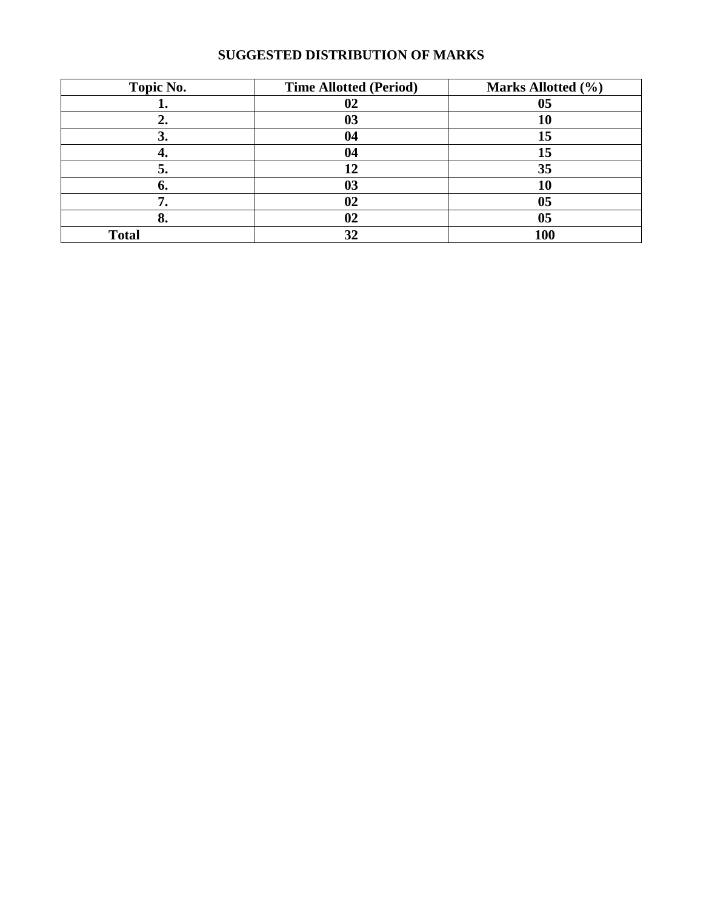## SUGGESTED DISTRIBUTION OF MARKS

| Topic No. | Time Allotted (Period) | Marks Allotted (%) |
|---|---|---|
| 1. | 02 | 05 |
| 2. | 03 | 10 |
| 3. | 04 | 15 |
| 4. | 04 | 15 |
| 5. | 12 | 35 |
| 6. | 03 | 10 |
| 7. | 02 | 05 |
| 8. | 02 | 05 |
| Total | 32 | 100 |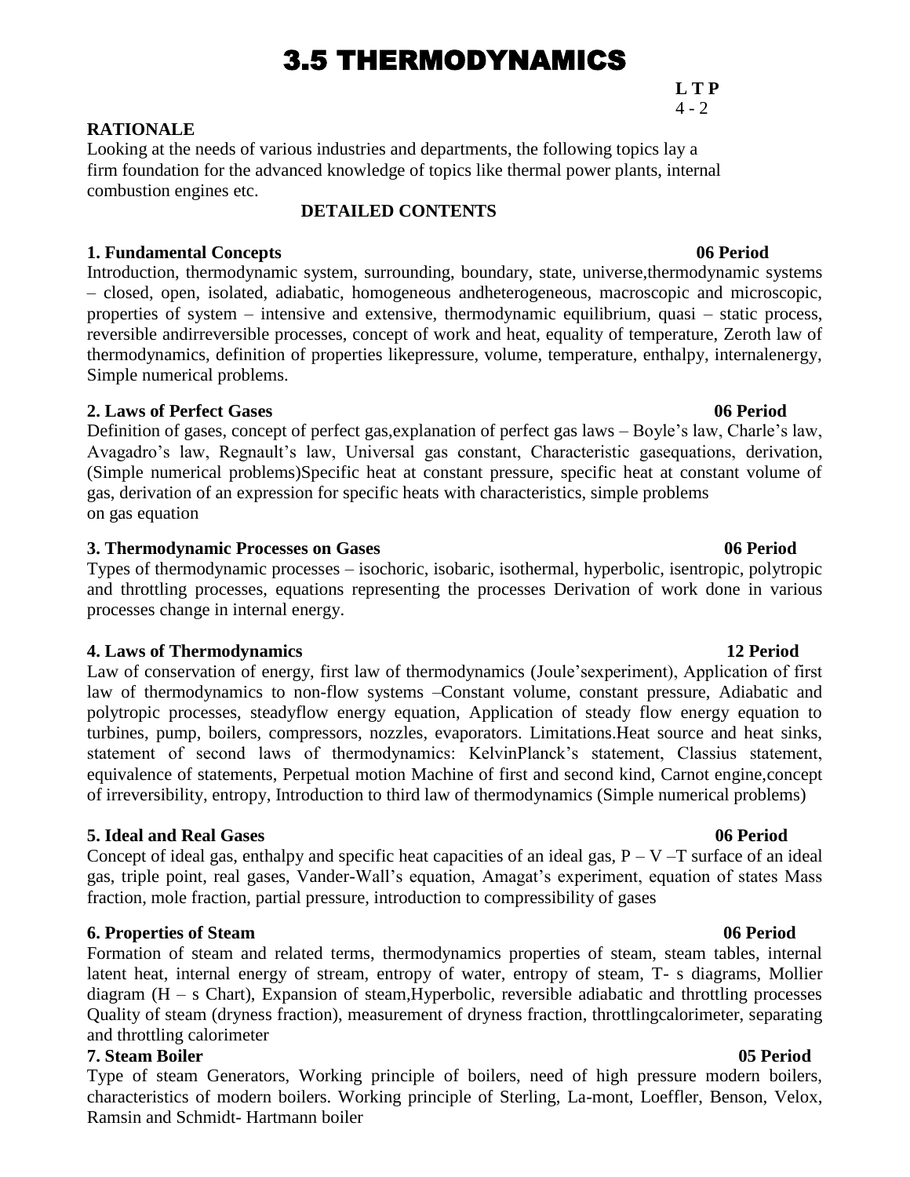# 3.5 THERMODYNAMICS

**L T P**
4 - 2

**RATIONALE**

Looking at the needs of various industries and departments, the following topics lay a firm foundation for the advanced knowledge of topics like thermal power plants, internal combustion engines etc.

**DETAILED CONTENTS**

**1. Fundamental Concepts** **06 Period**

Introduction, thermodynamic system, surrounding, boundary, state, universe,thermodynamic systems – closed, open, isolated, adiabatic, homogeneous andheterogeneous, macroscopic and microscopic, properties of system – intensive and extensive, thermodynamic equilibrium, quasi – static process, reversible andirreversible processes, concept of work and heat, equality of temperature, Zeroth law of thermodynamics, definition of properties likepressure, volume, temperature, enthalpy, internalenergy, Simple numerical problems.

**2. Laws of Perfect Gases** **06 Period**

Definition of gases, concept of perfect gas,explanation of perfect gas laws – Boyle's law, Charle's law, Avagadro's law, Regnault's law, Universal gas constant, Characteristic gasequations, derivation, (Simple numerical problems)Specific heat at constant pressure, specific heat at constant volume of gas, derivation of an expression for specific heats with characteristics, simple problems on gas equation

**3. Thermodynamic Processes on Gases** **06 Period**

Types of thermodynamic processes – isochoric, isobaric, isothermal, hyperbolic, isentropic, polytropic and throttling processes, equations representing the processes Derivation of work done in various processes change in internal energy.

**4. Laws of Thermodynamics** **12 Period**

Law of conservation of energy, first law of thermodynamics (Joule'sexperiment), Application of first law of thermodynamics to non-flow systems –Constant volume, constant pressure, Adiabatic and polytropic processes, steadyflow energy equation, Application of steady flow energy equation to turbines, pump, boilers, compressors, nozzles, evaporators. Limitations.Heat source and heat sinks, statement of second laws of thermodynamics: KelvinPlanck's statement, Classius statement, equivalence of statements, Perpetual motion Machine of first and second kind, Carnot engine,concept of irreversibility, entropy, Introduction to third law of thermodynamics (Simple numerical problems)

**5. Ideal and Real Gases** **06 Period**

Concept of ideal gas, enthalpy and specific heat capacities of an ideal gas, P – V –T surface of an ideal gas, triple point, real gases, Vander-Wall's equation, Amagat's experiment, equation of states Mass fraction, mole fraction, partial pressure, introduction to compressibility of gases

**6. Properties of Steam** **06 Period**

Formation of steam and related terms, thermodynamics properties of steam, steam tables, internal latent heat, internal energy of stream, entropy of water, entropy of steam, T- s diagrams, Mollier diagram (H – s Chart), Expansion of steam,Hyperbolic, reversible adiabatic and throttling processes Quality of steam (dryness fraction), measurement of dryness fraction, throttlingcalorimeter, separating and throttling calorimeter

**7. Steam Boiler** **05 Period**

Type of steam Generators, Working principle of boilers, need of high pressure modern boilers, characteristics of modern boilers. Working principle of Sterling, La-mont, Loeffler, Benson, Velox, Ramsin and Schmidt- Hartmann boiler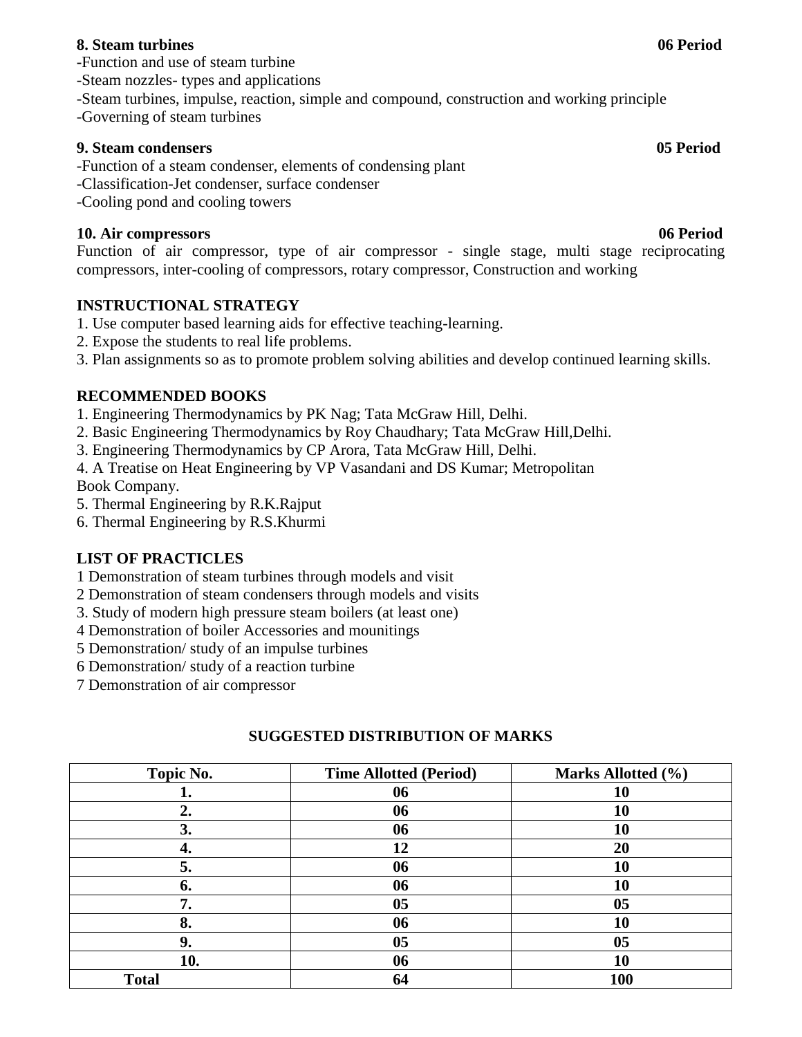**8. Steam turbines** **06 Period**

-Function and use of steam turbine
-Steam nozzles- types and applications
-Steam turbines, impulse, reaction, simple and compound, construction and working principle
-Governing of steam turbines

**9. Steam condensers** **05 Period**

-Function of a steam condenser, elements of condensing plant
-Classification-Jet condenser, surface condenser
-Cooling pond and cooling towers

**10. Air compressors** **06 Period**

Function of air compressor, type of air compressor - single stage, multi stage reciprocating compressors, inter-cooling of compressors, rotary compressor, Construction and working

## INSTRUCTIONAL STRATEGY

1. Use computer based learning aids for effective teaching-learning.
2. Expose the students to real life problems.
3. Plan assignments so as to promote problem solving abilities and develop continued learning skills.

## RECOMMENDED BOOKS

1. Engineering Thermodynamics by PK Nag; Tata McGraw Hill, Delhi.
2. Basic Engineering Thermodynamics by Roy Chaudhary; Tata McGraw Hill,Delhi.
3. Engineering Thermodynamics by CP Arora, Tata McGraw Hill, Delhi.
4. A Treatise on Heat Engineering by VP Vasandani and DS Kumar; Metropolitan Book Company.
5. Thermal Engineering by R.K.Rajput
6. Thermal Engineering by R.S.Khurmi

## LIST OF PRACTICLES

1 Demonstration of steam turbines through models and visit
2 Demonstration of steam condensers through models and visits
3. Study of modern high pressure steam boilers (at least one)
4 Demonstration of boiler Accessories and mounitings
5 Demonstration/ study of an impulse turbines
6 Demonstration/ study of a reaction turbine
7 Demonstration of air compressor

## SUGGESTED DISTRIBUTION OF MARKS

| Topic No. | Time Allotted (Period) | Marks Allotted (%) |
|---|---|---|
| 1. | 06 | 10 |
| 2. | 06 | 10 |
| 3. | 06 | 10 |
| 4. | 12 | 20 |
| 5. | 06 | 10 |
| 6. | 06 | 10 |
| 7. | 05 | 05 |
| 8. | 06 | 10 |
| 9. | 05 | 05 |
| 10. | 06 | 10 |
| **Total** | **64** | **100** |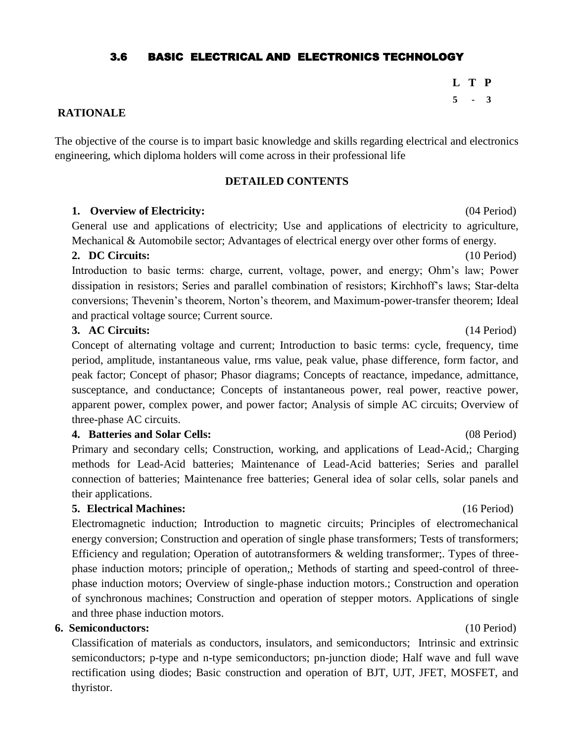## 3.6 BASIC ELECTRICAL AND ELECTRONICS TECHNOLOGY

| L | T | P |
|---|---|---|
| 5 | - | 3 |

**RATIONALE**

The objective of the course is to impart basic knowledge and skills regarding electrical and electronics engineering, which diploma holders will come across in their professional life

**DETAILED CONTENTS**

**1. Overview of Electricity:** (04 Period)

General use and applications of electricity; Use and applications of electricity to agriculture, Mechanical & Automobile sector; Advantages of electrical energy over other forms of energy.

**2. DC Circuits:** (10 Period)

Introduction to basic terms: charge, current, voltage, power, and energy; Ohm's law; Power dissipation in resistors; Series and parallel combination of resistors; Kirchhoff's laws; Star-delta conversions; Thevenin's theorem, Norton's theorem, and Maximum-power-transfer theorem; Ideal and practical voltage source; Current source.

**3. AC Circuits:** (14 Period)

Concept of alternating voltage and current; Introduction to basic terms: cycle, frequency, time period, amplitude, instantaneous value, rms value, peak value, phase difference, form factor, and peak factor; Concept of phasor; Phasor diagrams; Concepts of reactance, impedance, admittance, susceptance, and conductance; Concepts of instantaneous power, real power, reactive power, apparent power, complex power, and power factor; Analysis of simple AC circuits; Overview of three-phase AC circuits.

**4. Batteries and Solar Cells:** (08 Period)

Primary and secondary cells; Construction, working, and applications of Lead-Acid,; Charging methods for Lead-Acid batteries; Maintenance of Lead-Acid batteries; Series and parallel connection of batteries; Maintenance free batteries; General idea of solar cells, solar panels and their applications.

**5. Electrical Machines:** (16 Period)

Electromagnetic induction; Introduction to magnetic circuits; Principles of electromechanical energy conversion; Construction and operation of single phase transformers; Tests of transformers; Efficiency and regulation; Operation of autotransformers & welding transformer;. Types of three-phase induction motors; principle of operation,; Methods of starting and speed-control of three-phase induction motors; Overview of single-phase induction motors.; Construction and operation of synchronous machines; Construction and operation of stepper motors. Applications of single and three phase induction motors.

**6. Semiconductors:** (10 Period)

Classification of materials as conductors, insulators, and semiconductors; Intrinsic and extrinsic semiconductors; p-type and n-type semiconductors; pn-junction diode; Half wave and full wave rectification using diodes; Basic construction and operation of BJT, UJT, JFET, MOSFET, and thyristor.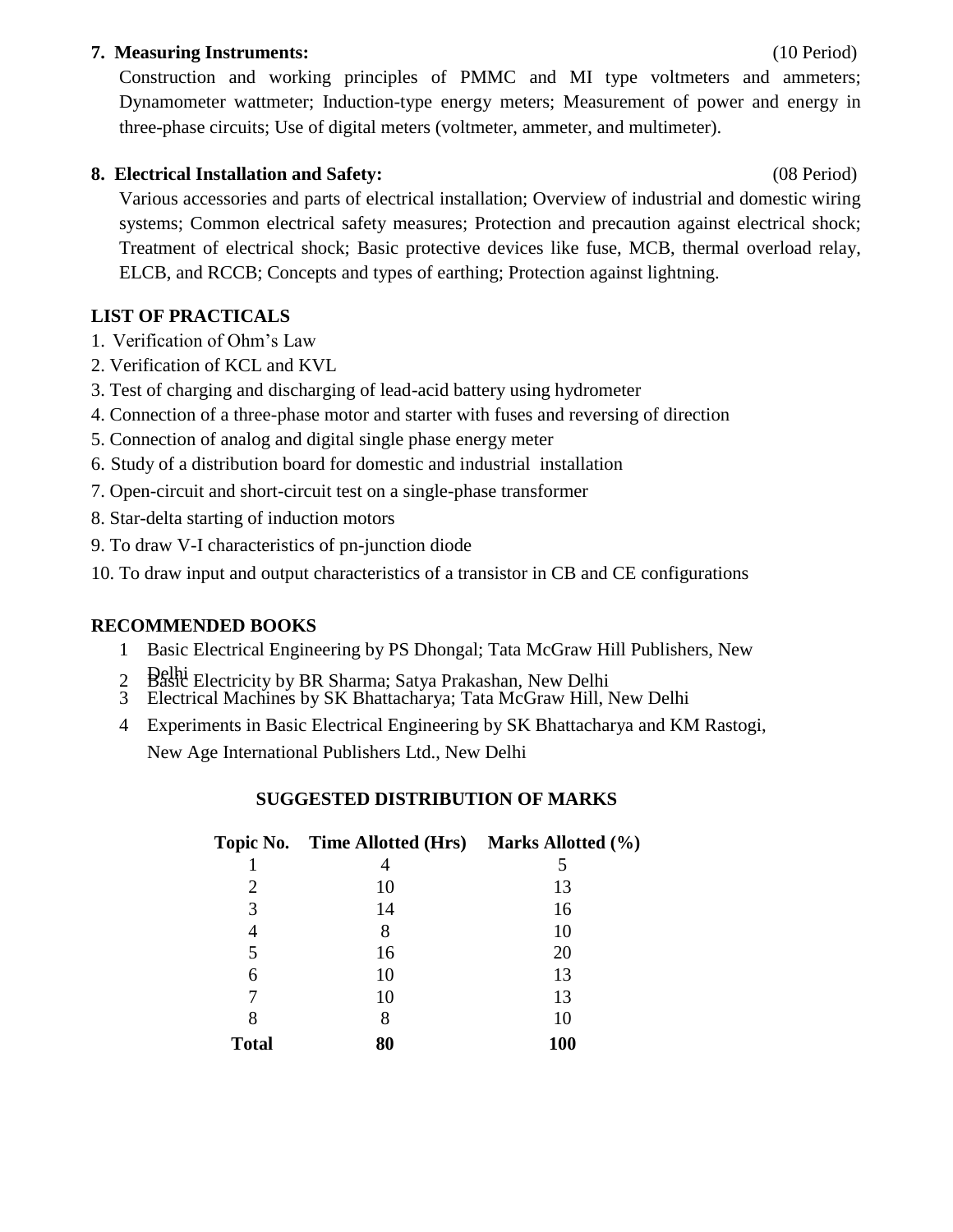**7. Measuring Instruments:** (10 Period)

Construction and working principles of PMMC and MI type voltmeters and ammeters; Dynamometer wattmeter; Induction-type energy meters; Measurement of power and energy in three-phase circuits; Use of digital meters (voltmeter, ammeter, and multimeter).

**8. Electrical Installation and Safety:** (08 Period)

Various accessories and parts of electrical installation; Overview of industrial and domestic wiring systems; Common electrical safety measures; Protection and precaution against electrical shock; Treatment of electrical shock; Basic protective devices like fuse, MCB, thermal overload relay, ELCB, and RCCB; Concepts and types of earthing; Protection against lightning.

## LIST OF PRACTICALS

1. Verification of Ohm's Law
2. Verification of KCL and KVL
3. Test of charging and discharging of lead-acid battery using hydrometer
4. Connection of a three-phase motor and starter with fuses and reversing of direction
5. Connection of analog and digital single phase energy meter
6. Study of a distribution board for domestic and industrial installation
7. Open-circuit and short-circuit test on a single-phase transformer
8. Star-delta starting of induction motors
9. To draw V-I characteristics of pn-junction diode
10. To draw input and output characteristics of a transistor in CB and CE configurations

## RECOMMENDED BOOKS

1. Basic Electrical Engineering by PS Dhongal; Tata McGraw Hill Publishers, New Delhi
2. Basic Electricity by BR Sharma; Satya Prakashan, New Delhi
3. Electrical Machines by SK Bhattacharya; Tata McGraw Hill, New Delhi
4. Experiments in Basic Electrical Engineering by SK Bhattacharya and KM Rastogi, New Age International Publishers Ltd., New Delhi

### SUGGESTED DISTRIBUTION OF MARKS

| Topic No. | Time Allotted (Hrs) | Marks Allotted (%) |
|---|---|---|
| 1 | 4 | 5 |
| 2 | 10 | 13 |
| 3 | 14 | 16 |
| 4 | 8 | 10 |
| 5 | 16 | 20 |
| 6 | 10 | 13 |
| 7 | 10 | 13 |
| 8 | 8 | 10 |
| **Total** | **80** | **100** |